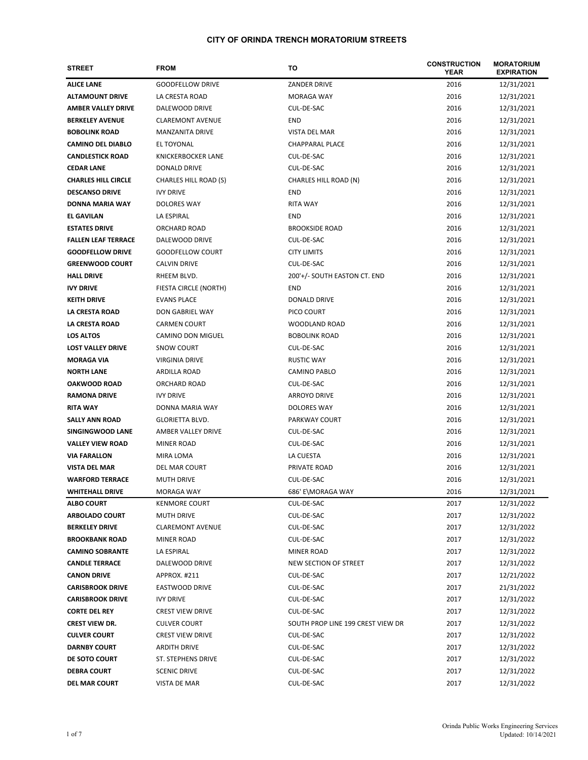# CITY OF ORINDA TRENCH MORATORIUM STREETS

| STREET | FROM | TO | CONSTRUCTION YEAR | MORATORIUM EXPIRATION |
|---|---|---|---|---|
| **ALICE LANE** | GOODFELLOW DRIVE | ZANDER DRIVE | 2016 | 12/31/2021 |
| **ALTAMOUNT DRIVE** | LA CRESTA ROAD | MORAGA WAY | 2016 | 12/31/2021 |
| **AMBER VALLEY DRIVE** | DALEWOOD DRIVE | CUL-DE-SAC | 2016 | 12/31/2021 |
| **BERKELEY AVENUE** | CLAREMONT AVENUE | END | 2016 | 12/31/2021 |
| **BOBOLINK ROAD** | MANZANITA DRIVE | VISTA DEL MAR | 2016 | 12/31/2021 |
| **CAMINO DEL DIABLO** | EL TOYONAL | CHAPPARAL PLACE | 2016 | 12/31/2021 |
| **CANDLESTICK ROAD** | KNICKERBOCKER LANE | CUL-DE-SAC | 2016 | 12/31/2021 |
| **CEDAR LANE** | DONALD DRIVE | CUL-DE-SAC | 2016 | 12/31/2021 |
| **CHARLES HILL CIRCLE** | CHARLES HILL ROAD (S) | CHARLES HILL ROAD (N) | 2016 | 12/31/2021 |
| **DESCANSO DRIVE** | IVY DRIVE | END | 2016 | 12/31/2021 |
| **DONNA MARIA WAY** | DOLORES WAY | RITA WAY | 2016 | 12/31/2021 |
| **EL GAVILAN** | LA ESPIRAL | END | 2016 | 12/31/2021 |
| **ESTATES DRIVE** | ORCHARD ROAD | BROOKSIDE ROAD | 2016 | 12/31/2021 |
| **FALLEN LEAF TERRACE** | DALEWOOD DRIVE | CUL-DE-SAC | 2016 | 12/31/2021 |
| **GOODFELLOW DRIVE** | GOODFELLOW COURT | CITY LIMITS | 2016 | 12/31/2021 |
| **GREENWOOD COURT** | CALVIN DRIVE | CUL-DE-SAC | 2016 | 12/31/2021 |
| **HALL DRIVE** | RHEEM BLVD. | 200'+/- SOUTH EASTON CT. END | 2016 | 12/31/2021 |
| **IVY DRIVE** | FIESTA CIRCLE (NORTH) | END | 2016 | 12/31/2021 |
| **KEITH DRIVE** | EVANS PLACE | DONALD DRIVE | 2016 | 12/31/2021 |
| **LA CRESTA ROAD** | DON GABRIEL WAY | PICO COURT | 2016 | 12/31/2021 |
| **LA CRESTA ROAD** | CARMEN COURT | WOODLAND ROAD | 2016 | 12/31/2021 |
| **LOS ALTOS** | CAMINO DON MIGUEL | BOBOLINK ROAD | 2016 | 12/31/2021 |
| **LOST VALLEY DRIVE** | SNOW COURT | CUL-DE-SAC | 2016 | 12/31/2021 |
| **MORAGA VIA** | VIRGINIA DRIVE | RUSTIC WAY | 2016 | 12/31/2021 |
| **NORTH LANE** | ARDILLA ROAD | CAMINO PABLO | 2016 | 12/31/2021 |
| **OAKWOOD ROAD** | ORCHARD ROAD | CUL-DE-SAC | 2016 | 12/31/2021 |
| **RAMONA DRIVE** | IVY DRIVE | ARROYO DRIVE | 2016 | 12/31/2021 |
| **RITA WAY** | DONNA MARIA WAY | DOLORES WAY | 2016 | 12/31/2021 |
| **SALLY ANN ROAD** | GLORIETTA BLVD. | PARKWAY COURT | 2016 | 12/31/2021 |
| **SINGINGWOOD LANE** | AMBER VALLEY DRIVE | CUL-DE-SAC | 2016 | 12/31/2021 |
| **VALLEY VIEW ROAD** | MINER ROAD | CUL-DE-SAC | 2016 | 12/31/2021 |
| **VIA FARALLON** | MIRA LOMA | LA CUESTA | 2016 | 12/31/2021 |
| **VISTA DEL MAR** | DEL MAR COURT | PRIVATE ROAD | 2016 | 12/31/2021 |
| **WARFORD TERRACE** | MUTH DRIVE | CUL-DE-SAC | 2016 | 12/31/2021 |
| **WHITEHALL DRIVE** | MORAGA WAY | 686' E\MORAGA WAY | 2016 | 12/31/2021 |
| **ALBO COURT** | KENMORE COURT | CUL-DE-SAC | 2017 | 12/31/2022 |
| **ARBOLADO COURT** | MUTH DRIVE | CUL-DE-SAC | 2017 | 12/31/2022 |
| **BERKELEY DRIVE** | CLAREMONT AVENUE | CUL-DE-SAC | 2017 | 12/31/2022 |
| **BROOKBANK ROAD** | MINER ROAD | CUL-DE-SAC | 2017 | 12/31/2022 |
| **CAMINO SOBRANTE** | LA ESPIRAL | MINER ROAD | 2017 | 12/31/2022 |
| **CANDLE TERRACE** | DALEWOOD DRIVE | NEW SECTION OF STREET | 2017 | 12/31/2022 |
| **CANON DRIVE** | APPROX. #211 | CUL-DE-SAC | 2017 | 12/21/2022 |
| **CARISBROOK DRIVE** | EASTWOOD DRIVE | CUL-DE-SAC | 2017 | 21/31/2022 |
| **CARISBROOK DRIVE** | IVY DRIVE | CUL-DE-SAC | 2017 | 12/31/2022 |
| **CORTE DEL REY** | CREST VIEW DRIVE | CUL-DE-SAC | 2017 | 12/31/2022 |
| **CREST VIEW DR.** | CULVER COURT | SOUTH PROP LINE 199 CREST VIEW DR | 2017 | 12/31/2022 |
| **CULVER COURT** | CREST VIEW DRIVE | CUL-DE-SAC | 2017 | 12/31/2022 |
| **DARNBY COURT** | ARDITH DRIVE | CUL-DE-SAC | 2017 | 12/31/2022 |
| **DE SOTO COURT** | ST. STEPHENS DRIVE | CUL-DE-SAC | 2017 | 12/31/2022 |
| **DEBRA COURT** | SCENIC DRIVE | CUL-DE-SAC | 2017 | 12/31/2022 |
| **DEL MAR COURT** | VISTA DE MAR | CUL-DE-SAC | 2017 | 12/31/2022 |

Orinda Public Works Engineering Services
Updated: 10/14/2021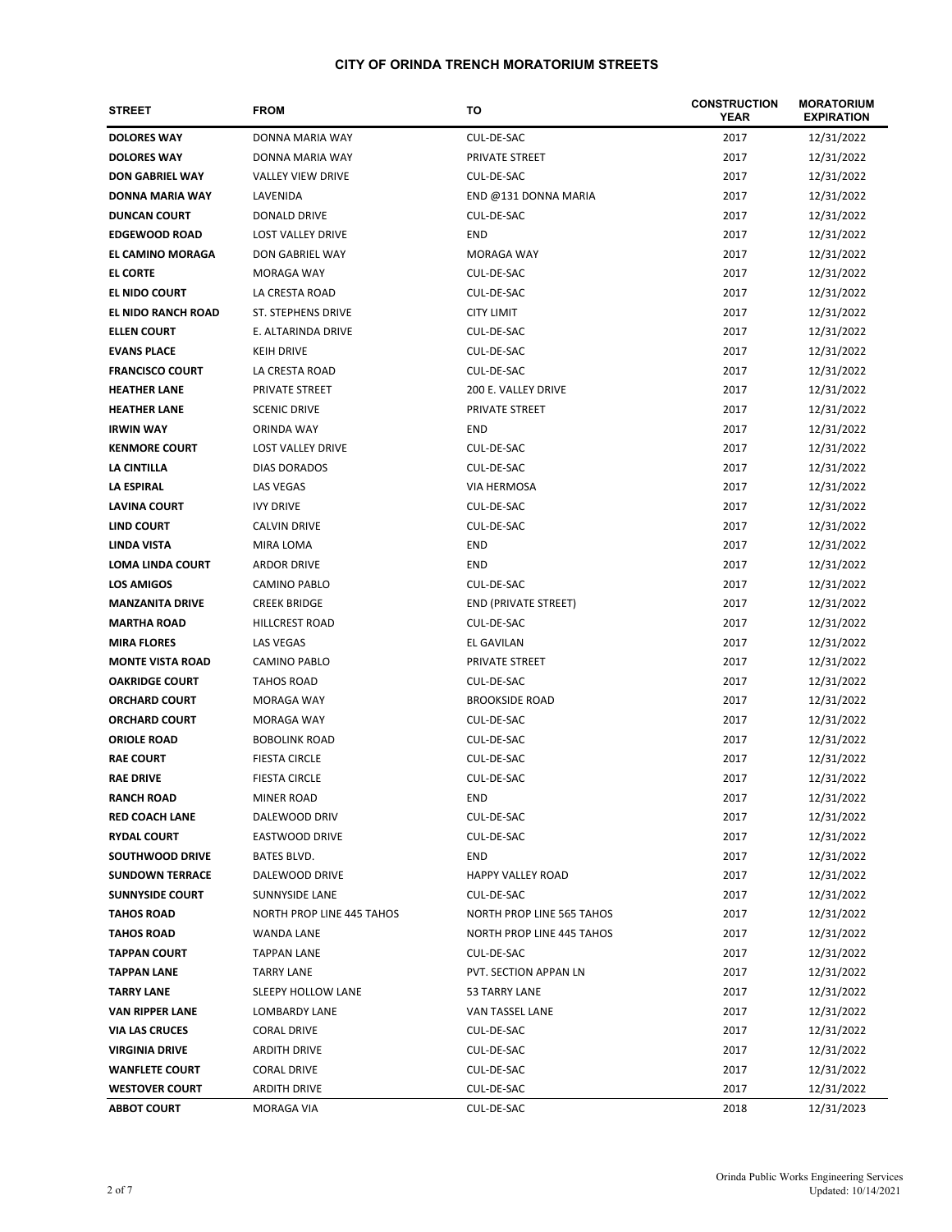# CITY OF ORINDA TRENCH MORATORIUM STREETS

| STREET | FROM | TO | CONSTRUCTION YEAR | MORATORIUM EXPIRATION |
|---|---|---|---|---|
| **DOLORES WAY** | DONNA MARIA WAY | CUL-DE-SAC | 2017 | 12/31/2022 |
| **DOLORES WAY** | DONNA MARIA WAY | PRIVATE STREET | 2017 | 12/31/2022 |
| **DON GABRIEL WAY** | VALLEY VIEW DRIVE | CUL-DE-SAC | 2017 | 12/31/2022 |
| **DONNA MARIA WAY** | LAVENIDA | END @131 DONNA MARIA | 2017 | 12/31/2022 |
| **DUNCAN COURT** | DONALD DRIVE | CUL-DE-SAC | 2017 | 12/31/2022 |
| **EDGEWOOD ROAD** | LOST VALLEY DRIVE | END | 2017 | 12/31/2022 |
| **EL CAMINO MORAGA** | DON GABRIEL WAY | MORAGA WAY | 2017 | 12/31/2022 |
| **EL CORTE** | MORAGA WAY | CUL-DE-SAC | 2017 | 12/31/2022 |
| **EL NIDO COURT** | LA CRESTA ROAD | CUL-DE-SAC | 2017 | 12/31/2022 |
| **EL NIDO RANCH ROAD** | ST. STEPHENS DRIVE | CITY LIMIT | 2017 | 12/31/2022 |
| **ELLEN COURT** | E. ALTARINDA DRIVE | CUL-DE-SAC | 2017 | 12/31/2022 |
| **EVANS PLACE** | KEIH DRIVE | CUL-DE-SAC | 2017 | 12/31/2022 |
| **FRANCISCO COURT** | LA CRESTA ROAD | CUL-DE-SAC | 2017 | 12/31/2022 |
| **HEATHER LANE** | PRIVATE STREET | 200 E. VALLEY DRIVE | 2017 | 12/31/2022 |
| **HEATHER LANE** | SCENIC DRIVE | PRIVATE STREET | 2017 | 12/31/2022 |
| **IRWIN WAY** | ORINDA WAY | END | 2017 | 12/31/2022 |
| **KENMORE COURT** | LOST VALLEY DRIVE | CUL-DE-SAC | 2017 | 12/31/2022 |
| **LA CINTILLA** | DIAS DORADOS | CUL-DE-SAC | 2017 | 12/31/2022 |
| **LA ESPIRAL** | LAS VEGAS | VIA HERMOSA | 2017 | 12/31/2022 |
| **LAVINA COURT** | IVY DRIVE | CUL-DE-SAC | 2017 | 12/31/2022 |
| **LIND COURT** | CALVIN DRIVE | CUL-DE-SAC | 2017 | 12/31/2022 |
| **LINDA VISTA** | MIRA LOMA | END | 2017 | 12/31/2022 |
| **LOMA LINDA COURT** | ARDOR DRIVE | END | 2017 | 12/31/2022 |
| **LOS AMIGOS** | CAMINO PABLO | CUL-DE-SAC | 2017 | 12/31/2022 |
| **MANZANITA DRIVE** | CREEK BRIDGE | END (PRIVATE STREET) | 2017 | 12/31/2022 |
| **MARTHA ROAD** | HILLCREST ROAD | CUL-DE-SAC | 2017 | 12/31/2022 |
| **MIRA FLORES** | LAS VEGAS | EL GAVILAN | 2017 | 12/31/2022 |
| **MONTE VISTA ROAD** | CAMINO PABLO | PRIVATE STREET | 2017 | 12/31/2022 |
| **OAKRIDGE COURT** | TAHOS ROAD | CUL-DE-SAC | 2017 | 12/31/2022 |
| **ORCHARD COURT** | MORAGA WAY | BROOKSIDE ROAD | 2017 | 12/31/2022 |
| **ORCHARD COURT** | MORAGA WAY | CUL-DE-SAC | 2017 | 12/31/2022 |
| **ORIOLE ROAD** | BOBOLINK ROAD | CUL-DE-SAC | 2017 | 12/31/2022 |
| **RAE COURT** | FIESTA CIRCLE | CUL-DE-SAC | 2017 | 12/31/2022 |
| **RAE DRIVE** | FIESTA CIRCLE | CUL-DE-SAC | 2017 | 12/31/2022 |
| **RANCH ROAD** | MINER ROAD | END | 2017 | 12/31/2022 |
| **RED COACH LANE** | DALEWOOD DRIV | CUL-DE-SAC | 2017 | 12/31/2022 |
| **RYDAL COURT** | EASTWOOD DRIVE | CUL-DE-SAC | 2017 | 12/31/2022 |
| **SOUTHWOOD DRIVE** | BATES BLVD. | END | 2017 | 12/31/2022 |
| **SUNDOWN TERRACE** | DALEWOOD DRIVE | HAPPY VALLEY ROAD | 2017 | 12/31/2022 |
| **SUNNYSIDE COURT** | SUNNYSIDE LANE | CUL-DE-SAC | 2017 | 12/31/2022 |
| **TAHOS ROAD** | NORTH PROP LINE 445 TAHOS | NORTH PROP LINE 565 TAHOS | 2017 | 12/31/2022 |
| **TAHOS ROAD** | WANDA LANE | NORTH PROP LINE 445 TAHOS | 2017 | 12/31/2022 |
| **TAPPAN COURT** | TAPPAN LANE | CUL-DE-SAC | 2017 | 12/31/2022 |
| **TAPPAN LANE** | TARRY LANE | PVT. SECTION APPAN LN | 2017 | 12/31/2022 |
| **TARRY LANE** | SLEEPY HOLLOW LANE | 53 TARRY LANE | 2017 | 12/31/2022 |
| **VAN RIPPER LANE** | LOMBARDY LANE | VAN TASSEL LANE | 2017 | 12/31/2022 |
| **VIA LAS CRUCES** | CORAL DRIVE | CUL-DE-SAC | 2017 | 12/31/2022 |
| **VIRGINIA DRIVE** | ARDITH DRIVE | CUL-DE-SAC | 2017 | 12/31/2022 |
| **WANFLETE COURT** | CORAL DRIVE | CUL-DE-SAC | 2017 | 12/31/2022 |
| **WESTOVER COURT** | ARDITH DRIVE | CUL-DE-SAC | 2017 | 12/31/2022 |
| **ABBOT COURT** | MORAGA VIA | CUL-DE-SAC | 2018 | 12/31/2023 |

Orinda Public Works Engineering Services
Updated: 10/14/2021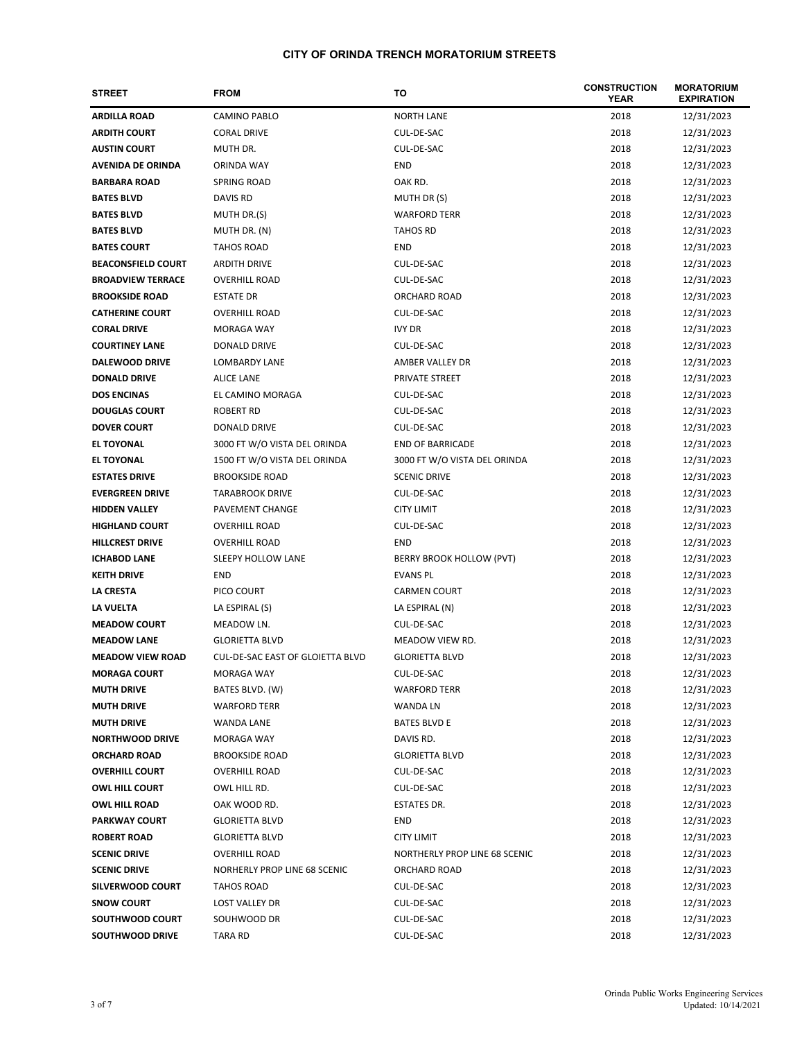## CITY OF ORINDA TRENCH MORATORIUM STREETS

| STREET | FROM | TO | CONSTRUCTION YEAR | MORATORIUM EXPIRATION |
|---|---|---|---|---|
| **ARDILLA ROAD** | CAMINO PABLO | NORTH LANE | 2018 | 12/31/2023 |
| **ARDITH COURT** | CORAL DRIVE | CUL-DE-SAC | 2018 | 12/31/2023 |
| **AUSTIN COURT** | MUTH DR. | CUL-DE-SAC | 2018 | 12/31/2023 |
| **AVENIDA DE ORINDA** | ORINDA WAY | END | 2018 | 12/31/2023 |
| **BARBARA ROAD** | SPRING ROAD | OAK RD. | 2018 | 12/31/2023 |
| **BATES BLVD** | DAVIS RD | MUTH DR (S) | 2018 | 12/31/2023 |
| **BATES BLVD** | MUTH DR.(S) | WARFORD TERR | 2018 | 12/31/2023 |
| **BATES BLVD** | MUTH DR. (N) | TAHOS RD | 2018 | 12/31/2023 |
| **BATES COURT** | TAHOS ROAD | END | 2018 | 12/31/2023 |
| **BEACONSFIELD COURT** | ARDITH DRIVE | CUL-DE-SAC | 2018 | 12/31/2023 |
| **BROADVIEW TERRACE** | OVERHILL ROAD | CUL-DE-SAC | 2018 | 12/31/2023 |
| **BROOKSIDE ROAD** | ESTATE DR | ORCHARD ROAD | 2018 | 12/31/2023 |
| **CATHERINE COURT** | OVERHILL ROAD | CUL-DE-SAC | 2018 | 12/31/2023 |
| **CORAL DRIVE** | MORAGA WAY | IVY DR | 2018 | 12/31/2023 |
| **COURTINEY LANE** | DONALD DRIVE | CUL-DE-SAC | 2018 | 12/31/2023 |
| **DALEWOOD DRIVE** | LOMBARDY LANE | AMBER VALLEY DR | 2018 | 12/31/2023 |
| **DONALD DRIVE** | ALICE LANE | PRIVATE STREET | 2018 | 12/31/2023 |
| **DOS ENCINAS** | EL CAMINO MORAGA | CUL-DE-SAC | 2018 | 12/31/2023 |
| **DOUGLAS COURT** | ROBERT RD | CUL-DE-SAC | 2018 | 12/31/2023 |
| **DOVER COURT** | DONALD DRIVE | CUL-DE-SAC | 2018 | 12/31/2023 |
| **EL TOYONAL** | 3000 FT W/O VISTA DEL ORINDA | END OF BARRICADE | 2018 | 12/31/2023 |
| **EL TOYONAL** | 1500 FT W/O VISTA DEL ORINDA | 3000 FT W/O VISTA DEL ORINDA | 2018 | 12/31/2023 |
| **ESTATES DRIVE** | BROOKSIDE ROAD | SCENIC DRIVE | 2018 | 12/31/2023 |
| **EVERGREEN DRIVE** | TARABROOK DRIVE | CUL-DE-SAC | 2018 | 12/31/2023 |
| **HIDDEN VALLEY** | PAVEMENT CHANGE | CITY LIMIT | 2018 | 12/31/2023 |
| **HIGHLAND COURT** | OVERHILL ROAD | CUL-DE-SAC | 2018 | 12/31/2023 |
| **HILLCREST DRIVE** | OVERHILL ROAD | END | 2018 | 12/31/2023 |
| **ICHABOD LANE** | SLEEPY HOLLOW LANE | BERRY BROOK HOLLOW (PVT) | 2018 | 12/31/2023 |
| **KEITH DRIVE** | END | EVANS PL | 2018 | 12/31/2023 |
| **LA CRESTA** | PICO COURT | CARMEN COURT | 2018 | 12/31/2023 |
| **LA VUELTA** | LA ESPIRAL (S) | LA ESPIRAL (N) | 2018 | 12/31/2023 |
| **MEADOW COURT** | MEADOW LN. | CUL-DE-SAC | 2018 | 12/31/2023 |
| **MEADOW LANE** | GLORIETTA BLVD | MEADOW VIEW RD. | 2018 | 12/31/2023 |
| **MEADOW VIEW ROAD** | CUL-DE-SAC EAST OF GLOIETTA BLVD | GLORIETTA BLVD | 2018 | 12/31/2023 |
| **MORAGA COURT** | MORAGA WAY | CUL-DE-SAC | 2018 | 12/31/2023 |
| **MUTH DRIVE** | BATES BLVD. (W) | WARFORD TERR | 2018 | 12/31/2023 |
| **MUTH DRIVE** | WARFORD TERR | WANDA LN | 2018 | 12/31/2023 |
| **MUTH DRIVE** | WANDA LANE | BATES BLVD E | 2018 | 12/31/2023 |
| **NORTHWOOD DRIVE** | MORAGA WAY | DAVIS RD. | 2018 | 12/31/2023 |
| **ORCHARD ROAD** | BROOKSIDE ROAD | GLORIETTA BLVD | 2018 | 12/31/2023 |
| **OVERHILL COURT** | OVERHILL ROAD | CUL-DE-SAC | 2018 | 12/31/2023 |
| **OWL HILL COURT** | OWL HILL RD. | CUL-DE-SAC | 2018 | 12/31/2023 |
| **OWL HILL ROAD** | OAK WOOD RD. | ESTATES DR. | 2018 | 12/31/2023 |
| **PARKWAY COURT** | GLORIETTA BLVD | END | 2018 | 12/31/2023 |
| **ROBERT ROAD** | GLORIETTA BLVD | CITY LIMIT | 2018 | 12/31/2023 |
| **SCENIC DRIVE** | OVERHILL ROAD | NORTHERLY PROP LINE 68 SCENIC | 2018 | 12/31/2023 |
| **SCENIC DRIVE** | NORHERLY PROP LINE 68 SCENIC | ORCHARD ROAD | 2018 | 12/31/2023 |
| **SILVERWOOD COURT** | TAHOS ROAD | CUL-DE-SAC | 2018 | 12/31/2023 |
| **SNOW COURT** | LOST VALLEY DR | CUL-DE-SAC | 2018 | 12/31/2023 |
| **SOUTHWOOD COURT** | SOUHWOOD DR | CUL-DE-SAC | 2018 | 12/31/2023 |
| **SOUTHWOOD DRIVE** | TARA RD | CUL-DE-SAC | 2018 | 12/31/2023 |

Orinda Public Works Engineering Services
Updated: 10/14/2021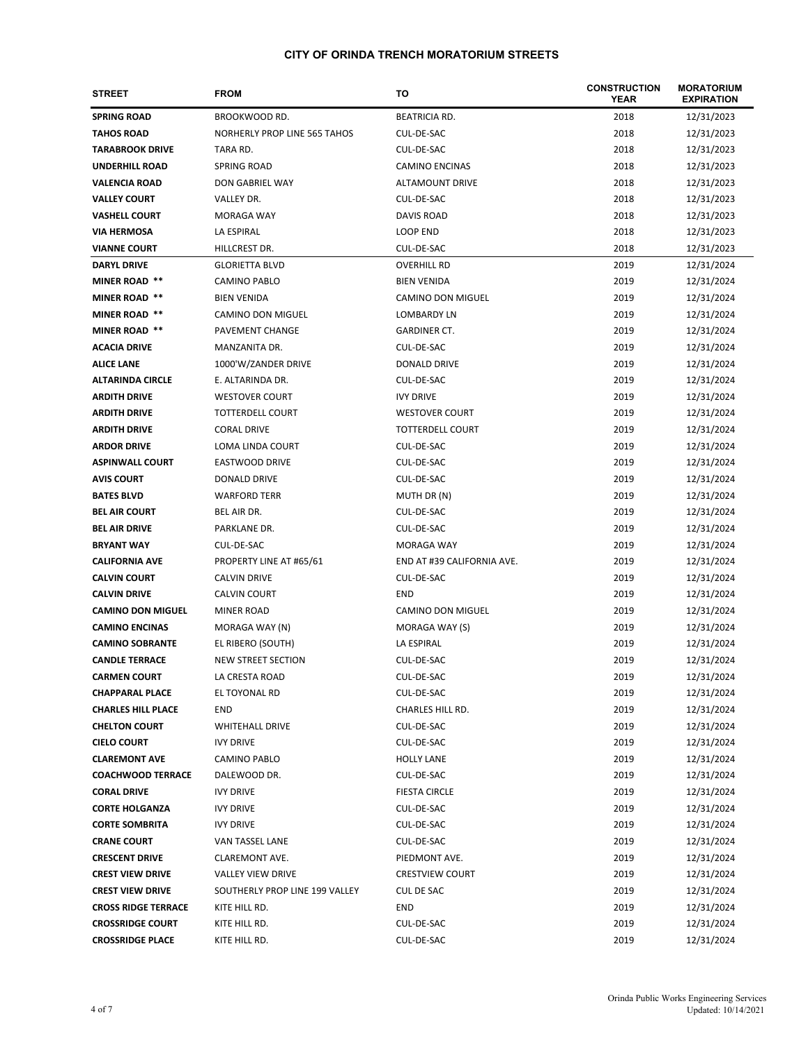# CITY OF ORINDA TRENCH MORATORIUM STREETS

| STREET | FROM | TO | CONSTRUCTION YEAR | MORATORIUM EXPIRATION |
|---|---|---|---|---|
| **SPRING ROAD** | BROOKWOOD RD. | BEATRICIA RD. | 2018 | 12/31/2023 |
| **TAHOS ROAD** | NORHERLY PROP LINE 565 TAHOS | CUL-DE-SAC | 2018 | 12/31/2023 |
| **TARABROOK DRIVE** | TARA RD. | CUL-DE-SAC | 2018 | 12/31/2023 |
| **UNDERHILL ROAD** | SPRING ROAD | CAMINO ENCINAS | 2018 | 12/31/2023 |
| **VALENCIA ROAD** | DON GABRIEL WAY | ALTAMOUNT DRIVE | 2018 | 12/31/2023 |
| **VALLEY COURT** | VALLEY DR. | CUL-DE-SAC | 2018 | 12/31/2023 |
| **VASHELL COURT** | MORAGA WAY | DAVIS ROAD | 2018 | 12/31/2023 |
| **VIA HERMOSA** | LA ESPIRAL | LOOP END | 2018 | 12/31/2023 |
| **VIANNE COURT** | HILLCREST DR. | CUL-DE-SAC | 2018 | 12/31/2023 |
| **DARYL DRIVE** | GLORIETTA BLVD | OVERHILL RD | 2019 | 12/31/2024 |
| **MINER ROAD \*\*** | CAMINO PABLO | BIEN VENIDA | 2019 | 12/31/2024 |
| **MINER ROAD \*\*** | BIEN VENIDA | CAMINO DON MIGUEL | 2019 | 12/31/2024 |
| **MINER ROAD \*\*** | CAMINO DON MIGUEL | LOMBARDY LN | 2019 | 12/31/2024 |
| **MINER ROAD \*\*** | PAVEMENT CHANGE | GARDINER CT. | 2019 | 12/31/2024 |
| **ACACIA DRIVE** | MANZANITA DR. | CUL-DE-SAC | 2019 | 12/31/2024 |
| **ALICE LANE** | 1000'W/ZANDER DRIVE | DONALD DRIVE | 2019 | 12/31/2024 |
| **ALTARINDA CIRCLE** | E. ALTARINDA DR. | CUL-DE-SAC | 2019 | 12/31/2024 |
| **ARDITH DRIVE** | WESTOVER COURT | IVY DRIVE | 2019 | 12/31/2024 |
| **ARDITH DRIVE** | TOTTERDELL COURT | WESTOVER COURT | 2019 | 12/31/2024 |
| **ARDITH DRIVE** | CORAL DRIVE | TOTTERDELL COURT | 2019 | 12/31/2024 |
| **ARDOR DRIVE** | LOMA LINDA COURT | CUL-DE-SAC | 2019 | 12/31/2024 |
| **ASPINWALL COURT** | EASTWOOD DRIVE | CUL-DE-SAC | 2019 | 12/31/2024 |
| **AVIS COURT** | DONALD DRIVE | CUL-DE-SAC | 2019 | 12/31/2024 |
| **BATES BLVD** | WARFORD TERR | MUTH DR (N) | 2019 | 12/31/2024 |
| **BEL AIR COURT** | BEL AIR DR. | CUL-DE-SAC | 2019 | 12/31/2024 |
| **BEL AIR DRIVE** | PARKLANE DR. | CUL-DE-SAC | 2019 | 12/31/2024 |
| **BRYANT WAY** | CUL-DE-SAC | MORAGA WAY | 2019 | 12/31/2024 |
| **CALIFORNIA AVE** | PROPERTY LINE AT #65/61 | END AT #39 CALIFORNIA AVE. | 2019 | 12/31/2024 |
| **CALVIN COURT** | CALVIN DRIVE | CUL-DE-SAC | 2019 | 12/31/2024 |
| **CALVIN DRIVE** | CALVIN COURT | END | 2019 | 12/31/2024 |
| **CAMINO DON MIGUEL** | MINER ROAD | CAMINO DON MIGUEL | 2019 | 12/31/2024 |
| **CAMINO ENCINAS** | MORAGA WAY (N) | MORAGA WAY (S) | 2019 | 12/31/2024 |
| **CAMINO SOBRANTE** | EL RIBERO (SOUTH) | LA ESPIRAL | 2019 | 12/31/2024 |
| **CANDLE TERRACE** | NEW STREET SECTION | CUL-DE-SAC | 2019 | 12/31/2024 |
| **CARMEN COURT** | LA CRESTA ROAD | CUL-DE-SAC | 2019 | 12/31/2024 |
| **CHAPPARAL PLACE** | EL TOYONAL RD | CUL-DE-SAC | 2019 | 12/31/2024 |
| **CHARLES HILL PLACE** | END | CHARLES HILL RD. | 2019 | 12/31/2024 |
| **CHELTON COURT** | WHITEHALL DRIVE | CUL-DE-SAC | 2019 | 12/31/2024 |
| **CIELO COURT** | IVY DRIVE | CUL-DE-SAC | 2019 | 12/31/2024 |
| **CLAREMONT AVE** | CAMINO PABLO | HOLLY LANE | 2019 | 12/31/2024 |
| **COACHWOOD TERRACE** | DALEWOOD DR. | CUL-DE-SAC | 2019 | 12/31/2024 |
| **CORAL DRIVE** | IVY DRIVE | FIESTA CIRCLE | 2019 | 12/31/2024 |
| **CORTE HOLGANZA** | IVY DRIVE | CUL-DE-SAC | 2019 | 12/31/2024 |
| **CORTE SOMBRITA** | IVY DRIVE | CUL-DE-SAC | 2019 | 12/31/2024 |
| **CRANE COURT** | VAN TASSEL LANE | CUL-DE-SAC | 2019 | 12/31/2024 |
| **CRESCENT DRIVE** | CLAREMONT AVE. | PIEDMONT AVE. | 2019 | 12/31/2024 |
| **CREST VIEW DRIVE** | VALLEY VIEW DRIVE | CRESTVIEW COURT | 2019 | 12/31/2024 |
| **CREST VIEW DRIVE** | SOUTHERLY PROP LINE 199 VALLEY | CUL DE SAC | 2019 | 12/31/2024 |
| **CROSS RIDGE TERRACE** | KITE HILL RD. | END | 2019 | 12/31/2024 |
| **CROSSRIDGE COURT** | KITE HILL RD. | CUL-DE-SAC | 2019 | 12/31/2024 |
| **CROSSRIDGE PLACE** | KITE HILL RD. | CUL-DE-SAC | 2019 | 12/31/2024 |

Orinda Public Works Engineering Services
Updated: 10/14/2021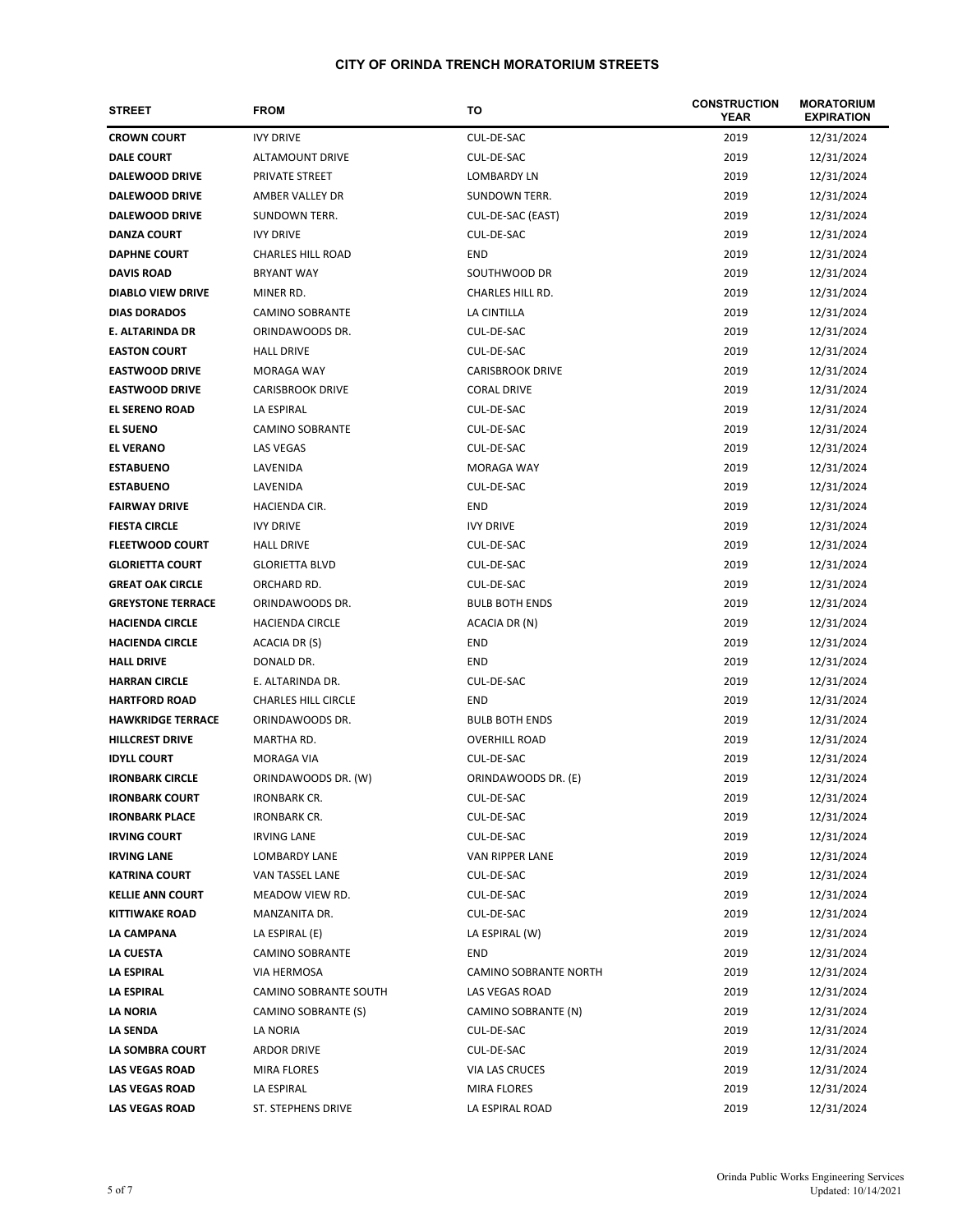## CITY OF ORINDA TRENCH MORATORIUM STREETS

| STREET | FROM | TO | CONSTRUCTION YEAR | MORATORIUM EXPIRATION |
|---|---|---|---|---|
| **CROWN COURT** | IVY DRIVE | CUL-DE-SAC | 2019 | 12/31/2024 |
| **DALE COURT** | ALTAMOUNT DRIVE | CUL-DE-SAC | 2019 | 12/31/2024 |
| **DALEWOOD DRIVE** | PRIVATE STREET | LOMBARDY LN | 2019 | 12/31/2024 |
| **DALEWOOD DRIVE** | AMBER VALLEY DR | SUNDOWN TERR. | 2019 | 12/31/2024 |
| **DALEWOOD DRIVE** | SUNDOWN TERR. | CUL-DE-SAC (EAST) | 2019 | 12/31/2024 |
| **DANZA COURT** | IVY DRIVE | CUL-DE-SAC | 2019 | 12/31/2024 |
| **DAPHNE COURT** | CHARLES HILL ROAD | END | 2019 | 12/31/2024 |
| **DAVIS ROAD** | BRYANT WAY | SOUTHWOOD DR | 2019 | 12/31/2024 |
| **DIABLO VIEW DRIVE** | MINER RD. | CHARLES HILL RD. | 2019 | 12/31/2024 |
| **DIAS DORADOS** | CAMINO SOBRANTE | LA CINTILLA | 2019 | 12/31/2024 |
| **E. ALTARINDA DR** | ORINDAWOODS DR. | CUL-DE-SAC | 2019 | 12/31/2024 |
| **EASTON COURT** | HALL DRIVE | CUL-DE-SAC | 2019 | 12/31/2024 |
| **EASTWOOD DRIVE** | MORAGA WAY | CARISBROOK DRIVE | 2019 | 12/31/2024 |
| **EASTWOOD DRIVE** | CARISBROOK DRIVE | CORAL DRIVE | 2019 | 12/31/2024 |
| **EL SERENO ROAD** | LA ESPIRAL | CUL-DE-SAC | 2019 | 12/31/2024 |
| **EL SUENO** | CAMINO SOBRANTE | CUL-DE-SAC | 2019 | 12/31/2024 |
| **EL VERANO** | LAS VEGAS | CUL-DE-SAC | 2019 | 12/31/2024 |
| **ESTABUENO** | LAVENIDA | MORAGA WAY | 2019 | 12/31/2024 |
| **ESTABUENO** | LAVENIDA | CUL-DE-SAC | 2019 | 12/31/2024 |
| **FAIRWAY DRIVE** | HACIENDA CIR. | END | 2019 | 12/31/2024 |
| **FIESTA CIRCLE** | IVY DRIVE | IVY DRIVE | 2019 | 12/31/2024 |
| **FLEETWOOD COURT** | HALL DRIVE | CUL-DE-SAC | 2019 | 12/31/2024 |
| **GLORIETTA COURT** | GLORIETTA BLVD | CUL-DE-SAC | 2019 | 12/31/2024 |
| **GREAT OAK CIRCLE** | ORCHARD RD. | CUL-DE-SAC | 2019 | 12/31/2024 |
| **GREYSTONE TERRACE** | ORINDAWOODS DR. | BULB BOTH ENDS | 2019 | 12/31/2024 |
| **HACIENDA CIRCLE** | HACIENDA CIRCLE | ACACIA DR (N) | 2019 | 12/31/2024 |
| **HACIENDA CIRCLE** | ACACIA DR (S) | END | 2019 | 12/31/2024 |
| **HALL DRIVE** | DONALD DR. | END | 2019 | 12/31/2024 |
| **HARRAN CIRCLE** | E. ALTARINDA DR. | CUL-DE-SAC | 2019 | 12/31/2024 |
| **HARTFORD ROAD** | CHARLES HILL CIRCLE | END | 2019 | 12/31/2024 |
| **HAWKRIDGE TERRACE** | ORINDAWOODS DR. | BULB BOTH ENDS | 2019 | 12/31/2024 |
| **HILLCREST DRIVE** | MARTHA RD. | OVERHILL ROAD | 2019 | 12/31/2024 |
| **IDYLL COURT** | MORAGA VIA | CUL-DE-SAC | 2019 | 12/31/2024 |
| **IRONBARK CIRCLE** | ORINDAWOODS DR. (W) | ORINDAWOODS DR. (E) | 2019 | 12/31/2024 |
| **IRONBARK COURT** | IRONBARK CR. | CUL-DE-SAC | 2019 | 12/31/2024 |
| **IRONBARK PLACE** | IRONBARK CR. | CUL-DE-SAC | 2019 | 12/31/2024 |
| **IRVING COURT** | IRVING LANE | CUL-DE-SAC | 2019 | 12/31/2024 |
| **IRVING LANE** | LOMBARDY LANE | VAN RIPPER LANE | 2019 | 12/31/2024 |
| **KATRINA COURT** | VAN TASSEL LANE | CUL-DE-SAC | 2019 | 12/31/2024 |
| **KELLIE ANN COURT** | MEADOW VIEW RD. | CUL-DE-SAC | 2019 | 12/31/2024 |
| **KITTIWAKE ROAD** | MANZANITA DR. | CUL-DE-SAC | 2019 | 12/31/2024 |
| **LA CAMPANA** | LA ESPIRAL (E) | LA ESPIRAL (W) | 2019 | 12/31/2024 |
| **LA CUESTA** | CAMINO SOBRANTE | END | 2019 | 12/31/2024 |
| **LA ESPIRAL** | VIA HERMOSA | CAMINO SOBRANTE NORTH | 2019 | 12/31/2024 |
| **LA ESPIRAL** | CAMINO SOBRANTE SOUTH | LAS VEGAS ROAD | 2019 | 12/31/2024 |
| **LA NORIA** | CAMINO SOBRANTE (S) | CAMINO SOBRANTE (N) | 2019 | 12/31/2024 |
| **LA SENDA** | LA NORIA | CUL-DE-SAC | 2019 | 12/31/2024 |
| **LA SOMBRA COURT** | ARDOR DRIVE | CUL-DE-SAC | 2019 | 12/31/2024 |
| **LAS VEGAS ROAD** | MIRA FLORES | VIA LAS CRUCES | 2019 | 12/31/2024 |
| **LAS VEGAS ROAD** | LA ESPIRAL | MIRA FLORES | 2019 | 12/31/2024 |
| **LAS VEGAS ROAD** | ST. STEPHENS DRIVE | LA ESPIRAL ROAD | 2019 | 12/31/2024 |

Orinda Public Works Engineering Services
Updated: 10/14/2021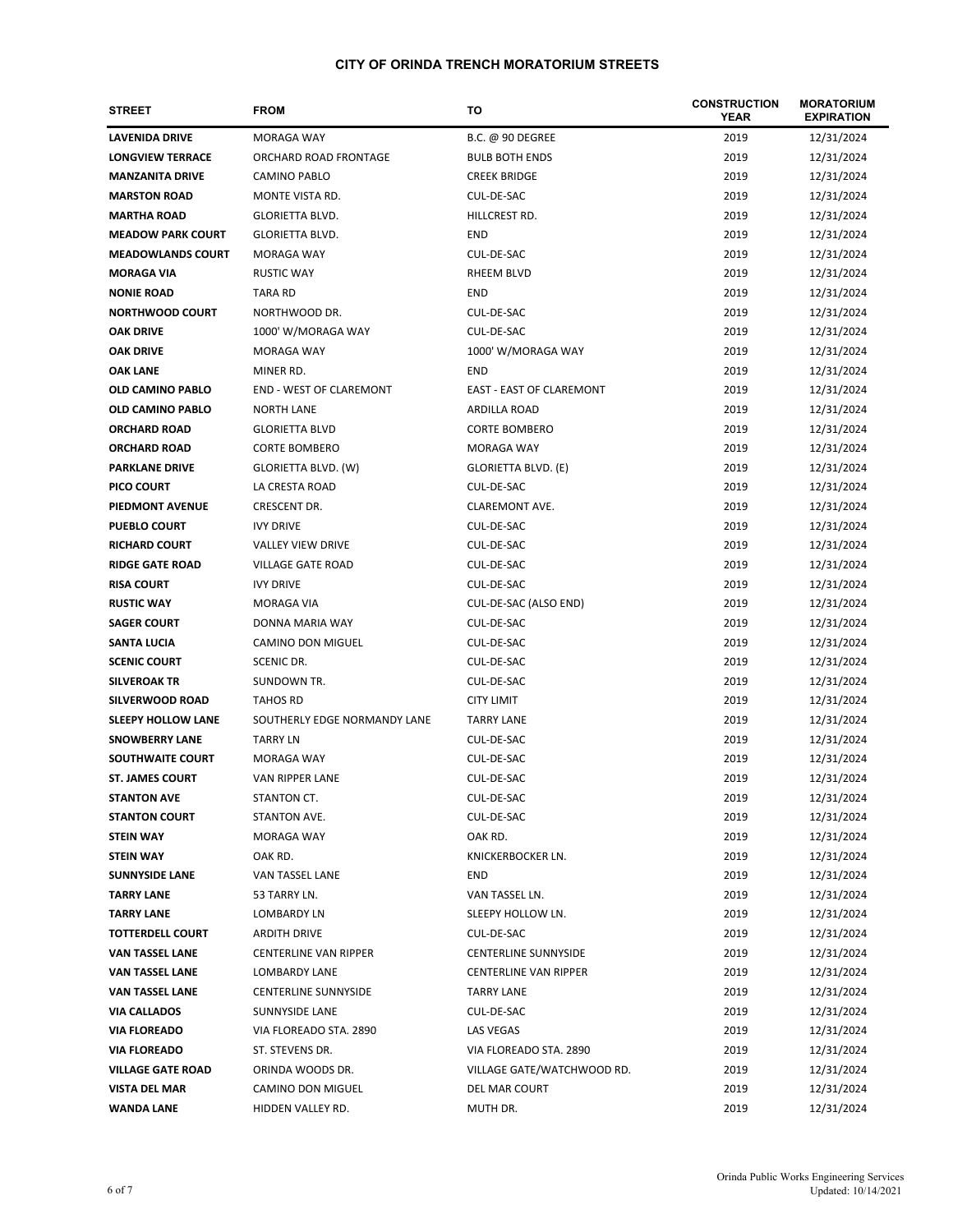## CITY OF ORINDA TRENCH MORATORIUM STREETS

| STREET | FROM | TO | CONSTRUCTION YEAR | MORATORIUM EXPIRATION |
|---|---|---|---|---|
| **LAVENIDA DRIVE** | MORAGA WAY | B.C. @ 90 DEGREE | 2019 | 12/31/2024 |
| **LONGVIEW TERRACE** | ORCHARD ROAD FRONTAGE | BULB BOTH ENDS | 2019 | 12/31/2024 |
| **MANZANITA DRIVE** | CAMINO PABLO | CREEK BRIDGE | 2019 | 12/31/2024 |
| **MARSTON ROAD** | MONTE VISTA RD. | CUL-DE-SAC | 2019 | 12/31/2024 |
| **MARTHA ROAD** | GLORIETTA BLVD. | HILLCREST RD. | 2019 | 12/31/2024 |
| **MEADOW PARK COURT** | GLORIETTA BLVD. | END | 2019 | 12/31/2024 |
| **MEADOWLANDS COURT** | MORAGA WAY | CUL-DE-SAC | 2019 | 12/31/2024 |
| **MORAGA VIA** | RUSTIC WAY | RHEEM BLVD | 2019 | 12/31/2024 |
| **NONIE ROAD** | TARA RD | END | 2019 | 12/31/2024 |
| **NORTHWOOD COURT** | NORTHWOOD DR. | CUL-DE-SAC | 2019 | 12/31/2024 |
| **OAK DRIVE** | 1000' W/MORAGA WAY | CUL-DE-SAC | 2019 | 12/31/2024 |
| **OAK DRIVE** | MORAGA WAY | 1000' W/MORAGA WAY | 2019 | 12/31/2024 |
| **OAK LANE** | MINER RD. | END | 2019 | 12/31/2024 |
| **OLD CAMINO PABLO** | END - WEST OF CLAREMONT | EAST - EAST OF CLAREMONT | 2019 | 12/31/2024 |
| **OLD CAMINO PABLO** | NORTH LANE | ARDILLA ROAD | 2019 | 12/31/2024 |
| **ORCHARD ROAD** | GLORIETTA BLVD | CORTE BOMBERO | 2019 | 12/31/2024 |
| **ORCHARD ROAD** | CORTE BOMBERO | MORAGA WAY | 2019 | 12/31/2024 |
| **PARKLANE DRIVE** | GLORIETTA BLVD. (W) | GLORIETTA BLVD. (E) | 2019 | 12/31/2024 |
| **PICO COURT** | LA CRESTA ROAD | CUL-DE-SAC | 2019 | 12/31/2024 |
| **PIEDMONT AVENUE** | CRESCENT DR. | CLAREMONT AVE. | 2019 | 12/31/2024 |
| **PUEBLO COURT** | IVY DRIVE | CUL-DE-SAC | 2019 | 12/31/2024 |
| **RICHARD COURT** | VALLEY VIEW DRIVE | CUL-DE-SAC | 2019 | 12/31/2024 |
| **RIDGE GATE ROAD** | VILLAGE GATE ROAD | CUL-DE-SAC | 2019 | 12/31/2024 |
| **RISA COURT** | IVY DRIVE | CUL-DE-SAC | 2019 | 12/31/2024 |
| **RUSTIC WAY** | MORAGA VIA | CUL-DE-SAC (ALSO END) | 2019 | 12/31/2024 |
| **SAGER COURT** | DONNA MARIA WAY | CUL-DE-SAC | 2019 | 12/31/2024 |
| **SANTA LUCIA** | CAMINO DON MIGUEL | CUL-DE-SAC | 2019 | 12/31/2024 |
| **SCENIC COURT** | SCENIC DR. | CUL-DE-SAC | 2019 | 12/31/2024 |
| **SILVEROAK TR** | SUNDOWN TR. | CUL-DE-SAC | 2019 | 12/31/2024 |
| **SILVERWOOD ROAD** | TAHOS RD | CITY LIMIT | 2019 | 12/31/2024 |
| **SLEEPY HOLLOW LANE** | SOUTHERLY EDGE NORMANDY LANE | TARRY LANE | 2019 | 12/31/2024 |
| **SNOWBERRY LANE** | TARRY LN | CUL-DE-SAC | 2019 | 12/31/2024 |
| **SOUTHWAITE COURT** | MORAGA WAY | CUL-DE-SAC | 2019 | 12/31/2024 |
| **ST. JAMES COURT** | VAN RIPPER LANE | CUL-DE-SAC | 2019 | 12/31/2024 |
| **STANTON AVE** | STANTON CT. | CUL-DE-SAC | 2019 | 12/31/2024 |
| **STANTON COURT** | STANTON AVE. | CUL-DE-SAC | 2019 | 12/31/2024 |
| **STEIN WAY** | MORAGA WAY | OAK RD. | 2019 | 12/31/2024 |
| **STEIN WAY** | OAK RD. | KNICKERBOCKER LN. | 2019 | 12/31/2024 |
| **SUNNYSIDE LANE** | VAN TASSEL LANE | END | 2019 | 12/31/2024 |
| **TARRY LANE** | 53 TARRY LN. | VAN TASSEL LN. | 2019 | 12/31/2024 |
| **TARRY LANE** | LOMBARDY LN | SLEEPY HOLLOW LN. | 2019 | 12/31/2024 |
| **TOTTERDELL COURT** | ARDITH DRIVE | CUL-DE-SAC | 2019 | 12/31/2024 |
| **VAN TASSEL LANE** | CENTERLINE VAN RIPPER | CENTERLINE SUNNYSIDE | 2019 | 12/31/2024 |
| **VAN TASSEL LANE** | LOMBARDY LANE | CENTERLINE VAN RIPPER | 2019 | 12/31/2024 |
| **VAN TASSEL LANE** | CENTERLINE SUNNYSIDE | TARRY LANE | 2019 | 12/31/2024 |
| **VIA CALLADOS** | SUNNYSIDE LANE | CUL-DE-SAC | 2019 | 12/31/2024 |
| **VIA FLOREADO** | VIA FLOREADO STA. 2890 | LAS VEGAS | 2019 | 12/31/2024 |
| **VIA FLOREADO** | ST. STEVENS DR. | VIA FLOREADO STA. 2890 | 2019 | 12/31/2024 |
| **VILLAGE GATE ROAD** | ORINDA WOODS DR. | VILLAGE GATE/WATCHWOOD RD. | 2019 | 12/31/2024 |
| **VISTA DEL MAR** | CAMINO DON MIGUEL | DEL MAR COURT | 2019 | 12/31/2024 |
| **WANDA LANE** | HIDDEN VALLEY RD. | MUTH DR. | 2019 | 12/31/2024 |

Orinda Public Works Engineering Services
Updated: 10/14/2021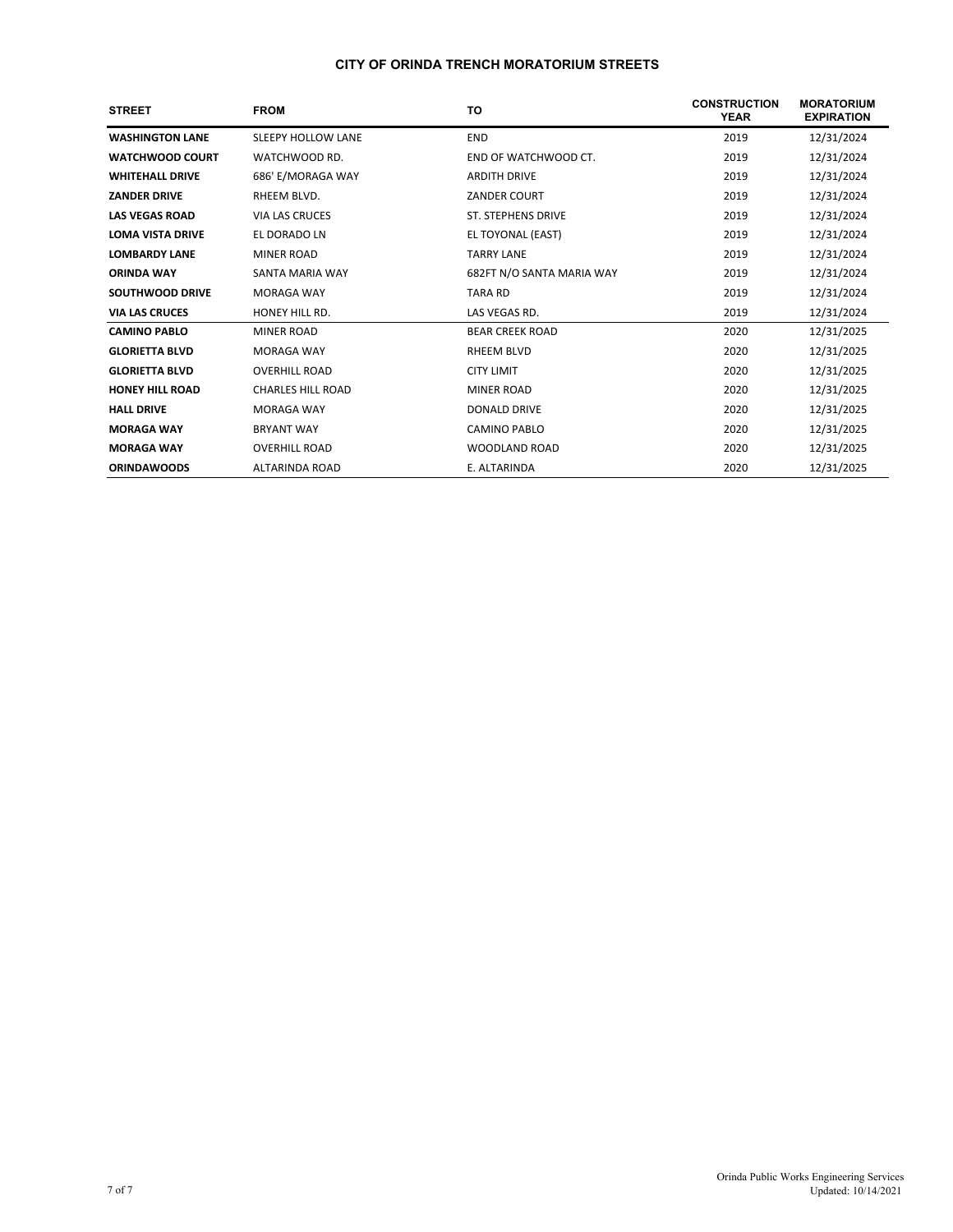# CITY OF ORINDA TRENCH MORATORIUM STREETS

| STREET | FROM | TO | CONSTRUCTION YEAR | MORATORIUM EXPIRATION |
|---|---|---|---|---|
| **WASHINGTON LANE** | SLEEPY HOLLOW LANE | END | 2019 | 12/31/2024 |
| **WATCHWOOD COURT** | WATCHWOOD RD. | END OF WATCHWOOD CT. | 2019 | 12/31/2024 |
| **WHITEHALL DRIVE** | 686' E/MORAGA WAY | ARDITH DRIVE | 2019 | 12/31/2024 |
| **ZANDER DRIVE** | RHEEM BLVD. | ZANDER COURT | 2019 | 12/31/2024 |
| **LAS VEGAS ROAD** | VIA LAS CRUCES | ST. STEPHENS DRIVE | 2019 | 12/31/2024 |
| **LOMA VISTA DRIVE** | EL DORADO LN | EL TOYONAL (EAST) | 2019 | 12/31/2024 |
| **LOMBARDY LANE** | MINER ROAD | TARRY LANE | 2019 | 12/31/2024 |
| **ORINDA WAY** | SANTA MARIA WAY | 682FT N/O SANTA MARIA WAY | 2019 | 12/31/2024 |
| **SOUTHWOOD DRIVE** | MORAGA WAY | TARA RD | 2019 | 12/31/2024 |
| **VIA LAS CRUCES** | HONEY HILL RD. | LAS VEGAS RD. | 2019 | 12/31/2024 |
| **CAMINO PABLO** | MINER ROAD | BEAR CREEK ROAD | 2020 | 12/31/2025 |
| **GLORIETTA BLVD** | MORAGA WAY | RHEEM BLVD | 2020 | 12/31/2025 |
| **GLORIETTA BLVD** | OVERHILL ROAD | CITY LIMIT | 2020 | 12/31/2025 |
| **HONEY HILL ROAD** | CHARLES HILL ROAD | MINER ROAD | 2020 | 12/31/2025 |
| **HALL DRIVE** | MORAGA WAY | DONALD DRIVE | 2020 | 12/31/2025 |
| **MORAGA WAY** | BRYANT WAY | CAMINO PABLO | 2020 | 12/31/2025 |
| **MORAGA WAY** | OVERHILL ROAD | WOODLAND ROAD | 2020 | 12/31/2025 |
| **ORINDAWOODS** | ALTARINDA ROAD | E. ALTARINDA | 2020 | 12/31/2025 |

Orinda Public Works Engineering Services
Updated: 10/14/2021